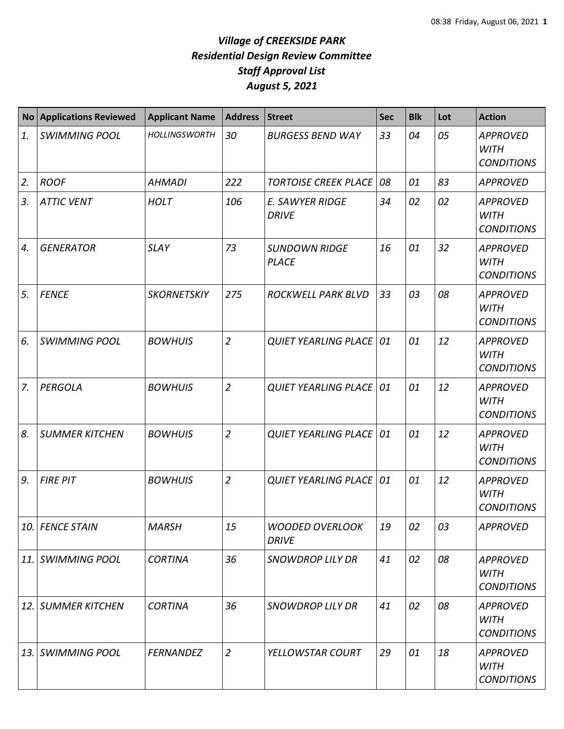# *Village of CREEKSIDE PARK*
# *Residential Design Review Committee*
# *Staff Approval List*
# *August 5, 2021*

| No | Applications Reviewed | Applicant Name | Address | Street | Sec | Blk | Lot | Action |
|---|---|---|---|---|---|---|---|---|
| *1.* | *SWIMMING POOL* | *HOLLINGSWORTH* | *30* | *BURGESS BEND WAY* | *33* | *04* | *05* | *APPROVED WITH CONDITIONS* |
| *2.* | *ROOF* | *AHMADI* | *222* | *TORTOISE CREEK PLACE* | *08* | *01* | *83* | *APPROVED* |
| *3.* | *ATTIC VENT* | *HOLT* | *106* | *E. SAWYER RIDGE DRIVE* | *34* | *02* | *02* | *APPROVED WITH CONDITIONS* |
| *4.* | *GENERATOR* | *SLAY* | *73* | *SUNDOWN RIDGE PLACE* | *16* | *01* | *32* | *APPROVED WITH CONDITIONS* |
| *5.* | *FENCE* | *SKORNETSKIY* | *275* | *ROCKWELL PARK BLVD* | *33* | *03* | *08* | *APPROVED WITH CONDITIONS* |
| *6.* | *SWIMMING POOL* | *BOWHUIS* | *2* | *QUIET YEARLING PLACE* | *01* | *01* | *12* | *APPROVED WITH CONDITIONS* |
| *7.* | *PERGOLA* | *BOWHUIS* | *2* | *QUIET YEARLING PLACE* | *01* | *01* | *12* | *APPROVED WITH CONDITIONS* |
| *8.* | *SUMMER KITCHEN* | *BOWHUIS* | *2* | *QUIET YEARLING PLACE* | *01* | *01* | *12* | *APPROVED WITH CONDITIONS* |
| *9.* | *FIRE PIT* | *BOWHUIS* | *2* | *QUIET YEARLING PLACE* | *01* | *01* | *12* | *APPROVED WITH CONDITIONS* |
| *10.* | *FENCE STAIN* | *MARSH* | *15* | *WOODED OVERLOOK DRIVE* | *19* | *02* | *03* | *APPROVED* |
| *11.* | *SWIMMING POOL* | *CORTINA* | *36* | *SNOWDROP LILY DR* | *41* | *02* | *08* | *APPROVED WITH CONDITIONS* |
| *12.* | *SUMMER KITCHEN* | *CORTINA* | *36* | *SNOWDROP LILY DR* | *41* | *02* | *08* | *APPROVED WITH CONDITIONS* |
| *13.* | *SWIMMING POOL* | *FERNANDEZ* | *2* | *YELLOWSTAR COURT* | *29* | *01* | *18* | *APPROVED WITH CONDITIONS* |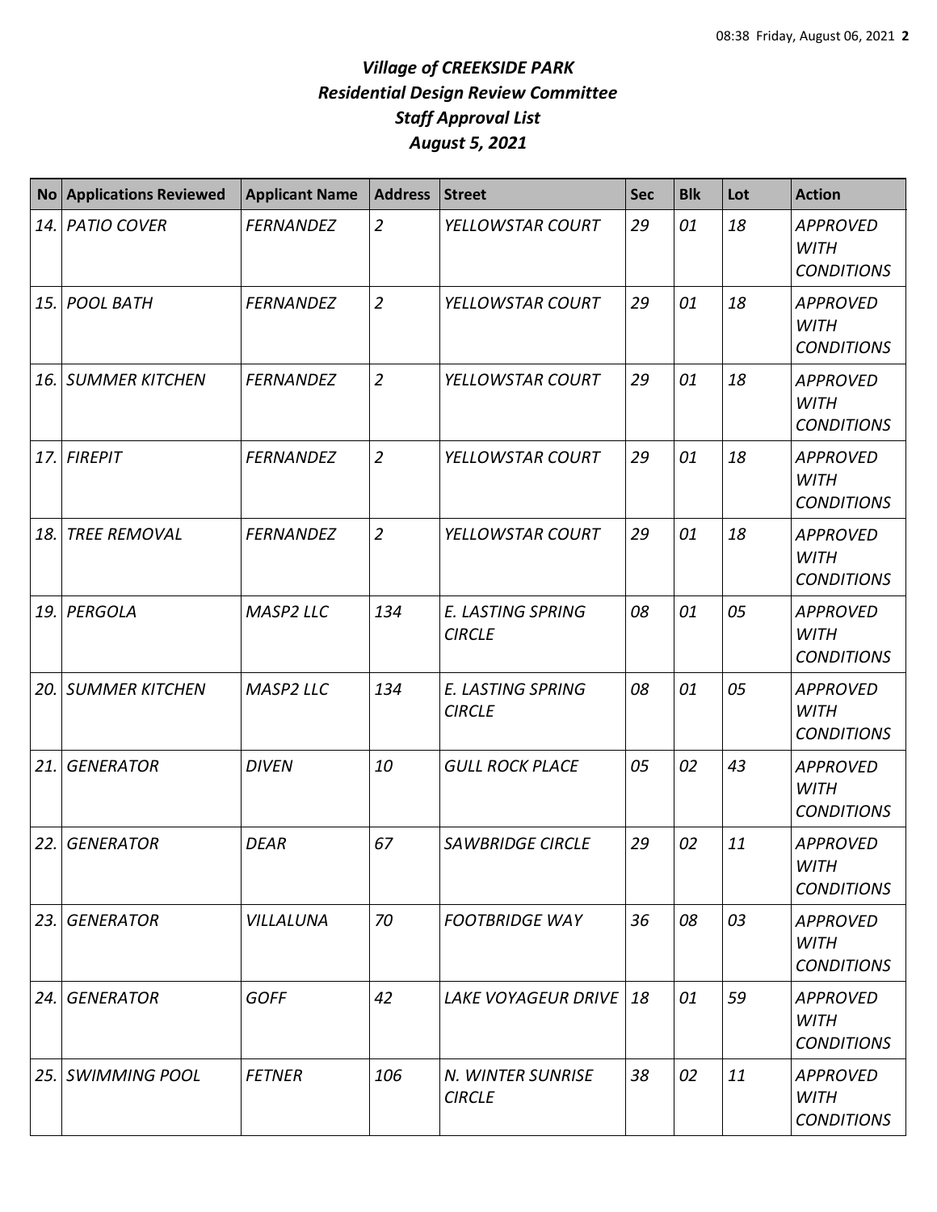# *Village of CREEKSIDE PARK*
## *Residential Design Review Committee*
## *Staff Approval List*
## *August 5, 2021*

| No | Applications Reviewed | Applicant Name | Address | Street | Sec | Blk | Lot | Action |
|---|---|---|---|---|---|---|---|---|
| *14.* | *PATIO COVER* | *FERNANDEZ* | *2* | *YELLOWSTAR COURT* | *29* | *01* | *18* | *APPROVED WITH CONDITIONS* |
| *15.* | *POOL BATH* | *FERNANDEZ* | *2* | *YELLOWSTAR COURT* | *29* | *01* | *18* | *APPROVED WITH CONDITIONS* |
| *16.* | *SUMMER KITCHEN* | *FERNANDEZ* | *2* | *YELLOWSTAR COURT* | *29* | *01* | *18* | *APPROVED WITH CONDITIONS* |
| *17.* | *FIREPIT* | *FERNANDEZ* | *2* | *YELLOWSTAR COURT* | *29* | *01* | *18* | *APPROVED WITH CONDITIONS* |
| *18.* | *TREE REMOVAL* | *FERNANDEZ* | *2* | *YELLOWSTAR COURT* | *29* | *01* | *18* | *APPROVED WITH CONDITIONS* |
| *19.* | *PERGOLA* | *MASP2 LLC* | *134* | *E. LASTING SPRING CIRCLE* | *08* | *01* | *05* | *APPROVED WITH CONDITIONS* |
| *20.* | *SUMMER KITCHEN* | *MASP2 LLC* | *134* | *E. LASTING SPRING CIRCLE* | *08* | *01* | *05* | *APPROVED WITH CONDITIONS* |
| *21.* | *GENERATOR* | *DIVEN* | *10* | *GULL ROCK PLACE* | *05* | *02* | *43* | *APPROVED WITH CONDITIONS* |
| *22.* | *GENERATOR* | *DEAR* | *67* | *SAWBRIDGE CIRCLE* | *29* | *02* | *11* | *APPROVED WITH CONDITIONS* |
| *23.* | *GENERATOR* | *VILLALUNA* | *70* | *FOOTBRIDGE WAY* | *36* | *08* | *03* | *APPROVED WITH CONDITIONS* |
| *24.* | *GENERATOR* | *GOFF* | *42* | *LAKE VOYAGEUR DRIVE* | *18* | *01* | *59* | *APPROVED WITH CONDITIONS* |
| *25.* | *SWIMMING POOL* | *FETNER* | *106* | *N. WINTER SUNRISE CIRCLE* | *38* | *02* | *11* | *APPROVED WITH CONDITIONS* |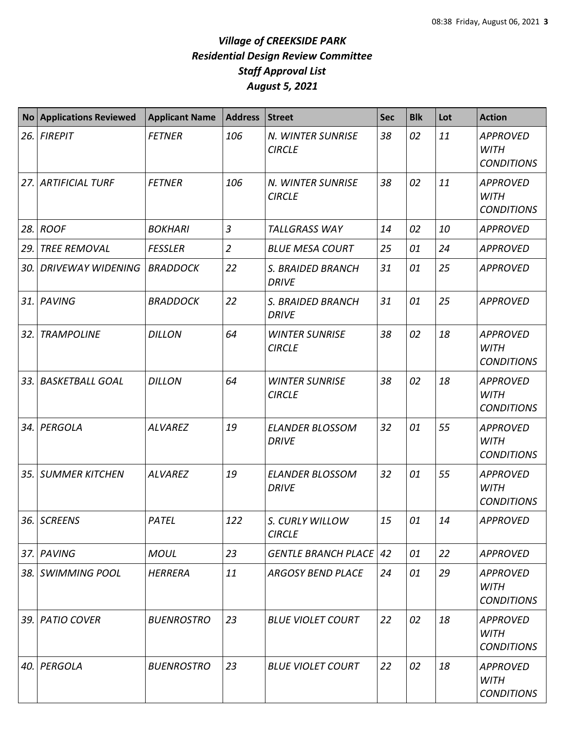# *Village of CREEKSIDE PARK*
## *Residential Design Review Committee*
## *Staff Approval List*
## *August 5, 2021*

| No | Applications Reviewed | Applicant Name | Address | Street | Sec | Blk | Lot | Action |
|---|---|---|---|---|---|---|---|---|
| *26.* | *FIREPIT* | *FETNER* | *106* | *N. WINTER SUNRISE CIRCLE* | *38* | *02* | *11* | *APPROVED WITH CONDITIONS* |
| *27.* | *ARTIFICIAL TURF* | *FETNER* | *106* | *N. WINTER SUNRISE CIRCLE* | *38* | *02* | *11* | *APPROVED WITH CONDITIONS* |
| *28.* | *ROOF* | *BOKHARI* | *3* | *TALLGRASS WAY* | *14* | *02* | *10* | *APPROVED* |
| *29.* | *TREE REMOVAL* | *FESSLER* | *2* | *BLUE MESA COURT* | *25* | *01* | *24* | *APPROVED* |
| *30.* | *DRIVEWAY WIDENING* | *BRADDOCK* | *22* | *S. BRAIDED BRANCH DRIVE* | *31* | *01* | *25* | *APPROVED* |
| *31.* | *PAVING* | *BRADDOCK* | *22* | *S. BRAIDED BRANCH DRIVE* | *31* | *01* | *25* | *APPROVED* |
| *32.* | *TRAMPOLINE* | *DILLON* | *64* | *WINTER SUNRISE CIRCLE* | *38* | *02* | *18* | *APPROVED WITH CONDITIONS* |
| *33.* | *BASKETBALL GOAL* | *DILLON* | *64* | *WINTER SUNRISE CIRCLE* | *38* | *02* | *18* | *APPROVED WITH CONDITIONS* |
| *34.* | *PERGOLA* | *ALVAREZ* | *19* | *ELANDER BLOSSOM DRIVE* | *32* | *01* | *55* | *APPROVED WITH CONDITIONS* |
| *35.* | *SUMMER KITCHEN* | *ALVAREZ* | *19* | *ELANDER BLOSSOM DRIVE* | *32* | *01* | *55* | *APPROVED WITH CONDITIONS* |
| *36.* | *SCREENS* | *PATEL* | *122* | *S. CURLY WILLOW CIRCLE* | *15* | *01* | *14* | *APPROVED* |
| *37.* | *PAVING* | *MOUL* | *23* | *GENTLE BRANCH PLACE* | *42* | *01* | *22* | *APPROVED* |
| *38.* | *SWIMMING POOL* | *HERRERA* | *11* | *ARGOSY BEND PLACE* | *24* | *01* | *29* | *APPROVED WITH CONDITIONS* |
| *39.* | *PATIO COVER* | *BUENROSTRO* | *23* | *BLUE VIOLET COURT* | *22* | *02* | *18* | *APPROVED WITH CONDITIONS* |
| *40.* | *PERGOLA* | *BUENROSTRO* | *23* | *BLUE VIOLET COURT* | *22* | *02* | *18* | *APPROVED WITH CONDITIONS* |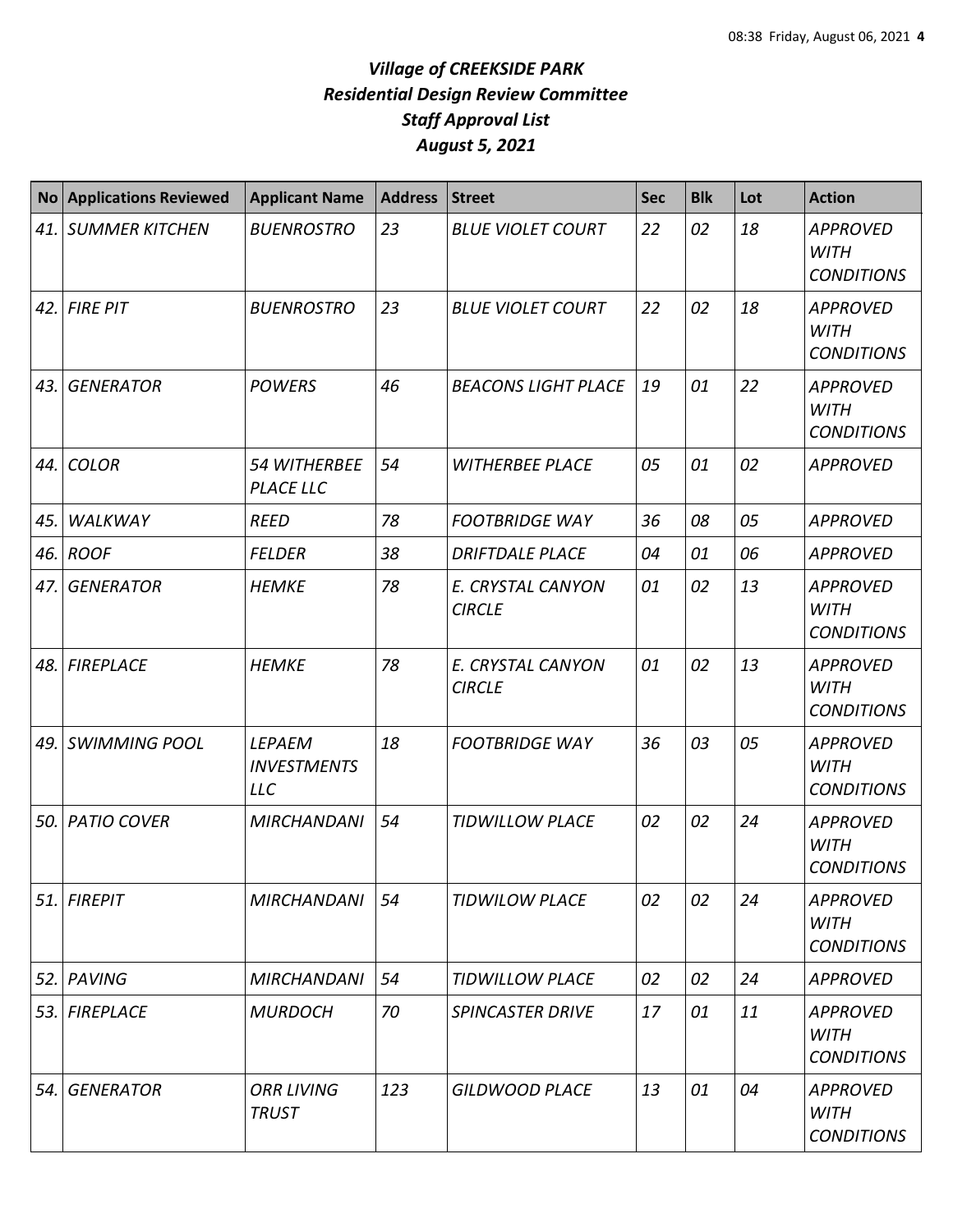# *Village of CREEKSIDE PARK*
# *Residential Design Review Committee*
# *Staff Approval List*
# *August 5, 2021*

| No | Applications Reviewed | Applicant Name | Address | Street | Sec | Blk | Lot | Action |
|---|---|---|---|---|---|---|---|---|
| *41.* | *SUMMER KITCHEN* | *BUENROSTRO* | *23* | *BLUE VIOLET COURT* | *22* | *02* | *18* | *APPROVED WITH CONDITIONS* |
| *42.* | *FIRE PIT* | *BUENROSTRO* | *23* | *BLUE VIOLET COURT* | *22* | *02* | *18* | *APPROVED WITH CONDITIONS* |
| *43.* | *GENERATOR* | *POWERS* | *46* | *BEACONS LIGHT PLACE* | *19* | *01* | *22* | *APPROVED WITH CONDITIONS* |
| *44.* | *COLOR* | *54 WITHERBEE PLACE LLC* | *54* | *WITHERBEE PLACE* | *05* | *01* | *02* | *APPROVED* |
| *45.* | *WALKWAY* | *REED* | *78* | *FOOTBRIDGE WAY* | *36* | *08* | *05* | *APPROVED* |
| *46.* | *ROOF* | *FELDER* | *38* | *DRIFTDALE PLACE* | *04* | *01* | *06* | *APPROVED* |
| *47.* | *GENERATOR* | *HEMKE* | *78* | *E. CRYSTAL CANYON CIRCLE* | *01* | *02* | *13* | *APPROVED WITH CONDITIONS* |
| *48.* | *FIREPLACE* | *HEMKE* | *78* | *E. CRYSTAL CANYON CIRCLE* | *01* | *02* | *13* | *APPROVED WITH CONDITIONS* |
| *49.* | *SWIMMING POOL* | *LEPAEM INVESTMENTS LLC* | *18* | *FOOTBRIDGE WAY* | *36* | *03* | *05* | *APPROVED WITH CONDITIONS* |
| *50.* | *PATIO COVER* | *MIRCHANDANI* | *54* | *TIDWILLOW PLACE* | *02* | *02* | *24* | *APPROVED WITH CONDITIONS* |
| *51.* | *FIREPIT* | *MIRCHANDANI* | *54* | *TIDWILOW PLACE* | *02* | *02* | *24* | *APPROVED WITH CONDITIONS* |
| *52.* | *PAVING* | *MIRCHANDANI* | *54* | *TIDWILLOW PLACE* | *02* | *02* | *24* | *APPROVED* |
| *53.* | *FIREPLACE* | *MURDOCH* | *70* | *SPINCASTER DRIVE* | *17* | *01* | *11* | *APPROVED WITH CONDITIONS* |
| *54.* | *GENERATOR* | *ORR LIVING TRUST* | *123* | *GILDWOOD PLACE* | *13* | *01* | *04* | *APPROVED WITH CONDITIONS* |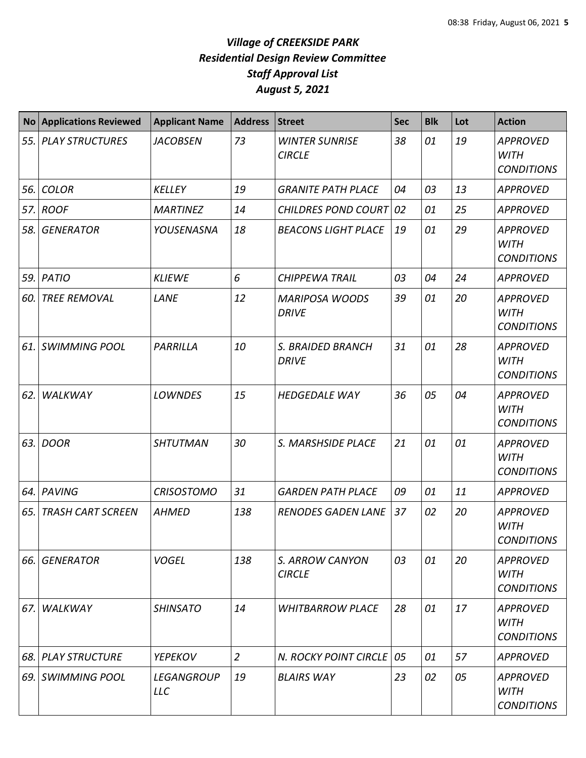# *Village of CREEKSIDE PARK*
## *Residential Design Review Committee*
## *Staff Approval List*
## *August 5, 2021*

| No | Applications Reviewed | Applicant Name | Address | Street | Sec | Blk | Lot | Action |
|---|---|---|---|---|---|---|---|---|
| 55. | PLAY STRUCTURES | JACOBSEN | 73 | WINTER SUNRISE CIRCLE | 38 | 01 | 19 | APPROVED WITH CONDITIONS |
| 56. | COLOR | KELLEY | 19 | GRANITE PATH PLACE | 04 | 03 | 13 | APPROVED |
| 57. | ROOF | MARTINEZ | 14 | CHILDRES POND COURT | 02 | 01 | 25 | APPROVED |
| 58. | GENERATOR | YOUSENASNA | 18 | BEACONS LIGHT PLACE | 19 | 01 | 29 | APPROVED WITH CONDITIONS |
| 59. | PATIO | KLIEWE | 6 | CHIPPEWA TRAIL | 03 | 04 | 24 | APPROVED |
| 60. | TREE REMOVAL | LANE | 12 | MARIPOSA WOODS DRIVE | 39 | 01 | 20 | APPROVED WITH CONDITIONS |
| 61. | SWIMMING POOL | PARRILLA | 10 | S. BRAIDED BRANCH DRIVE | 31 | 01 | 28 | APPROVED WITH CONDITIONS |
| 62. | WALKWAY | LOWNDES | 15 | HEDGEDALE WAY | 36 | 05 | 04 | APPROVED WITH CONDITIONS |
| 63. | DOOR | SHTUTMAN | 30 | S. MARSHSIDE PLACE | 21 | 01 | 01 | APPROVED WITH CONDITIONS |
| 64. | PAVING | CRISOSTOMO | 31 | GARDEN PATH PLACE | 09 | 01 | 11 | APPROVED |
| 65. | TRASH CART SCREEN | AHMED | 138 | RENODES GADEN LANE | 37 | 02 | 20 | APPROVED WITH CONDITIONS |
| 66. | GENERATOR | VOGEL | 138 | S. ARROW CANYON CIRCLE | 03 | 01 | 20 | APPROVED WITH CONDITIONS |
| 67. | WALKWAY | SHINSATO | 14 | WHITBARROW PLACE | 28 | 01 | 17 | APPROVED WITH CONDITIONS |
| 68. | PLAY STRUCTURE | YEPEKOV | 2 | N. ROCKY POINT CIRCLE | 05 | 01 | 57 | APPROVED |
| 69. | SWIMMING POOL | LEGANGROUP LLC | 19 | BLAIRS WAY | 23 | 02 | 05 | APPROVED WITH CONDITIONS |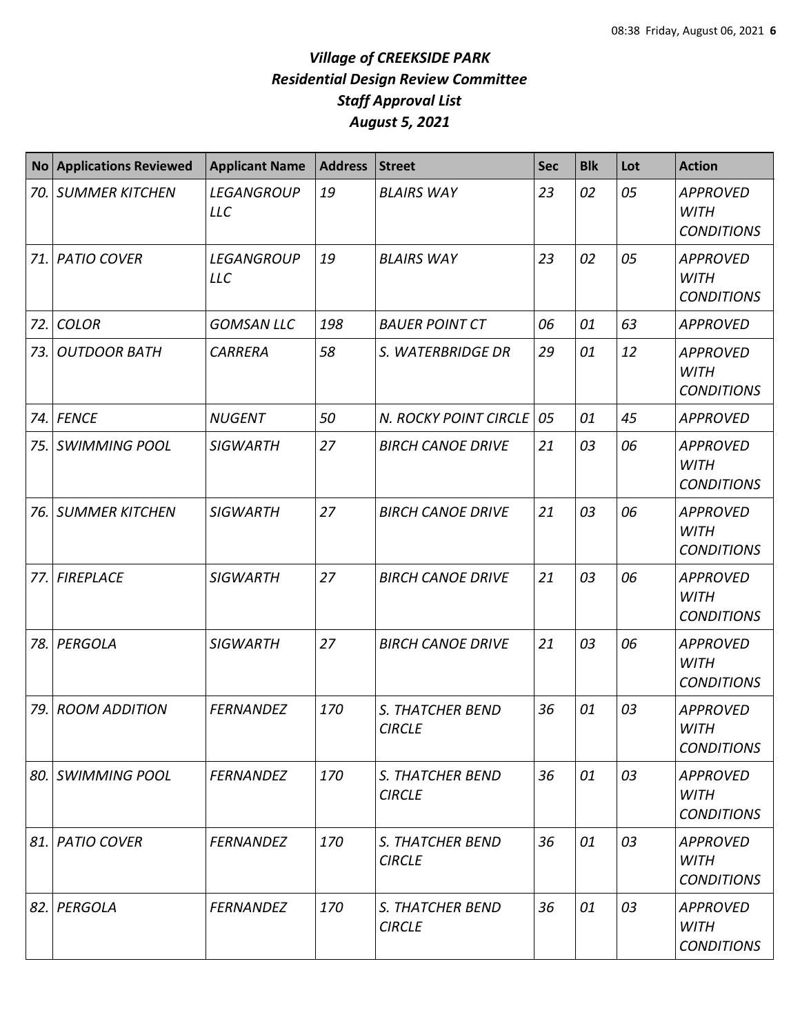# *Village of CREEKSIDE PARK*
# *Residential Design Review Committee*
# *Staff Approval List*
# *August 5, 2021*

| No | Applications Reviewed | Applicant Name | Address | Street | Sec | Blk | Lot | Action |
|---|---|---|---|---|---|---|---|---|
| *70.* | *SUMMER KITCHEN* | *LEGANGROUP LLC* | *19* | *BLAIRS WAY* | *23* | *02* | *05* | *APPROVED WITH CONDITIONS* |
| *71.* | *PATIO COVER* | *LEGANGROUP LLC* | *19* | *BLAIRS WAY* | *23* | *02* | *05* | *APPROVED WITH CONDITIONS* |
| *72.* | *COLOR* | *GOMSAN LLC* | *198* | *BAUER POINT CT* | *06* | *01* | *63* | *APPROVED* |
| *73.* | *OUTDOOR BATH* | *CARRERA* | *58* | *S. WATERBRIDGE DR* | *29* | *01* | *12* | *APPROVED WITH CONDITIONS* |
| *74.* | *FENCE* | *NUGENT* | *50* | *N. ROCKY POINT CIRCLE* | *05* | *01* | *45* | *APPROVED* |
| *75.* | *SWIMMING POOL* | *SIGWARTH* | *27* | *BIRCH CANOE DRIVE* | *21* | *03* | *06* | *APPROVED WITH CONDITIONS* |
| *76.* | *SUMMER KITCHEN* | *SIGWARTH* | *27* | *BIRCH CANOE DRIVE* | *21* | *03* | *06* | *APPROVED WITH CONDITIONS* |
| *77.* | *FIREPLACE* | *SIGWARTH* | *27* | *BIRCH CANOE DRIVE* | *21* | *03* | *06* | *APPROVED WITH CONDITIONS* |
| *78.* | *PERGOLA* | *SIGWARTH* | *27* | *BIRCH CANOE DRIVE* | *21* | *03* | *06* | *APPROVED WITH CONDITIONS* |
| *79.* | *ROOM ADDITION* | *FERNANDEZ* | *170* | *S. THATCHER BEND CIRCLE* | *36* | *01* | *03* | *APPROVED WITH CONDITIONS* |
| *80.* | *SWIMMING POOL* | *FERNANDEZ* | *170* | *S. THATCHER BEND CIRCLE* | *36* | *01* | *03* | *APPROVED WITH CONDITIONS* |
| *81.* | *PATIO COVER* | *FERNANDEZ* | *170* | *S. THATCHER BEND CIRCLE* | *36* | *01* | *03* | *APPROVED WITH CONDITIONS* |
| *82.* | *PERGOLA* | *FERNANDEZ* | *170* | *S. THATCHER BEND CIRCLE* | *36* | *01* | *03* | *APPROVED WITH CONDITIONS* |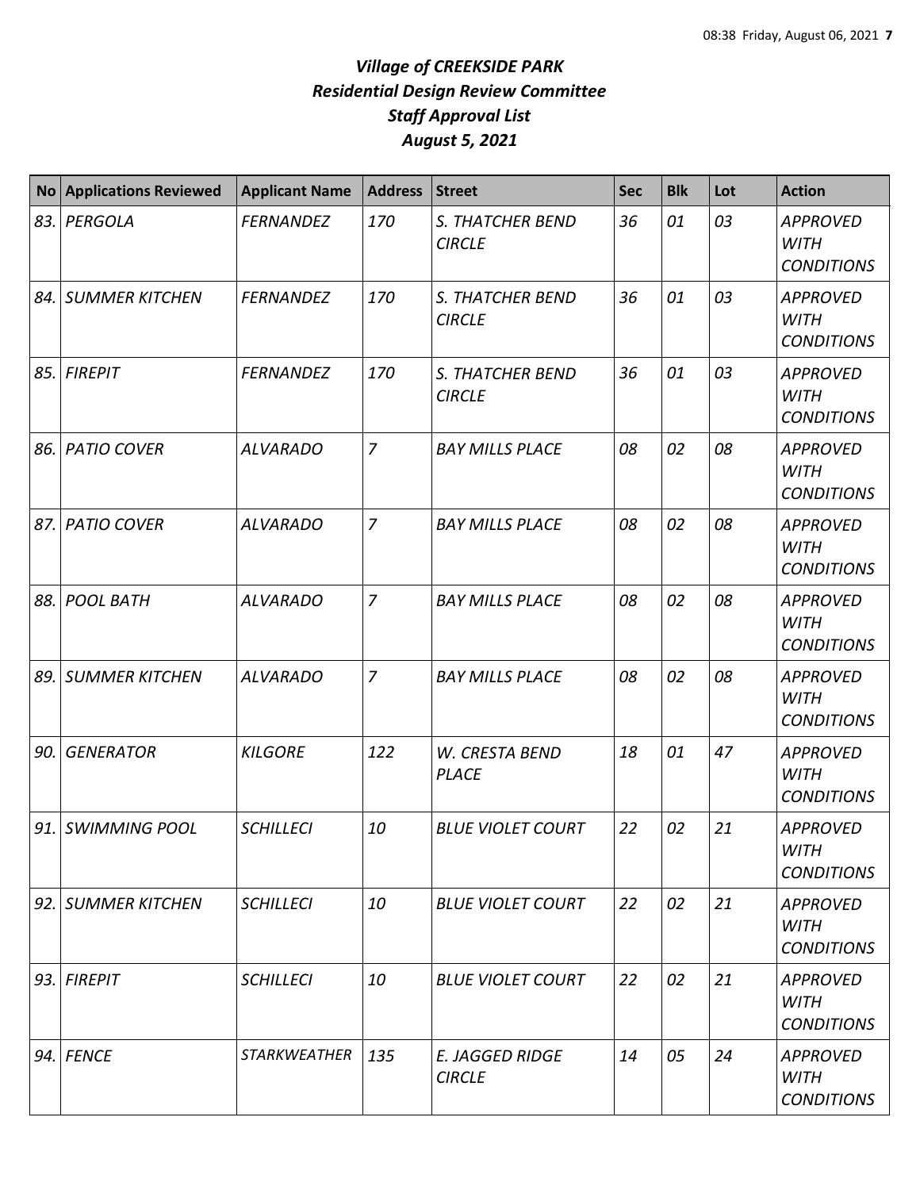# *Village of CREEKSIDE PARK*
# *Residential Design Review Committee*
# *Staff Approval List*
# *August 5, 2021*

| No | Applications Reviewed | Applicant Name | Address | Street | Sec | Blk | Lot | Action |
|---|---|---|---|---|---|---|---|---|
| 83. | PERGOLA | FERNANDEZ | 170 | S. THATCHER BEND CIRCLE | 36 | 01 | 03 | APPROVED WITH CONDITIONS |
| 84. | SUMMER KITCHEN | FERNANDEZ | 170 | S. THATCHER BEND CIRCLE | 36 | 01 | 03 | APPROVED WITH CONDITIONS |
| 85. | FIREPIT | FERNANDEZ | 170 | S. THATCHER BEND CIRCLE | 36 | 01 | 03 | APPROVED WITH CONDITIONS |
| 86. | PATIO COVER | ALVARADO | 7 | BAY MILLS PLACE | 08 | 02 | 08 | APPROVED WITH CONDITIONS |
| 87. | PATIO COVER | ALVARADO | 7 | BAY MILLS PLACE | 08 | 02 | 08 | APPROVED WITH CONDITIONS |
| 88. | POOL BATH | ALVARADO | 7 | BAY MILLS PLACE | 08 | 02 | 08 | APPROVED WITH CONDITIONS |
| 89. | SUMMER KITCHEN | ALVARADO | 7 | BAY MILLS PLACE | 08 | 02 | 08 | APPROVED WITH CONDITIONS |
| 90. | GENERATOR | KILGORE | 122 | W. CRESTA BEND PLACE | 18 | 01 | 47 | APPROVED WITH CONDITIONS |
| 91. | SWIMMING POOL | SCHILLECI | 10 | BLUE VIOLET COURT | 22 | 02 | 21 | APPROVED WITH CONDITIONS |
| 92. | SUMMER KITCHEN | SCHILLECI | 10 | BLUE VIOLET COURT | 22 | 02 | 21 | APPROVED WITH CONDITIONS |
| 93. | FIREPIT | SCHILLECI | 10 | BLUE VIOLET COURT | 22 | 02 | 21 | APPROVED WITH CONDITIONS |
| 94. | FENCE | STARKWEATHER | 135 | E. JAGGED RIDGE CIRCLE | 14 | 05 | 24 | APPROVED WITH CONDITIONS |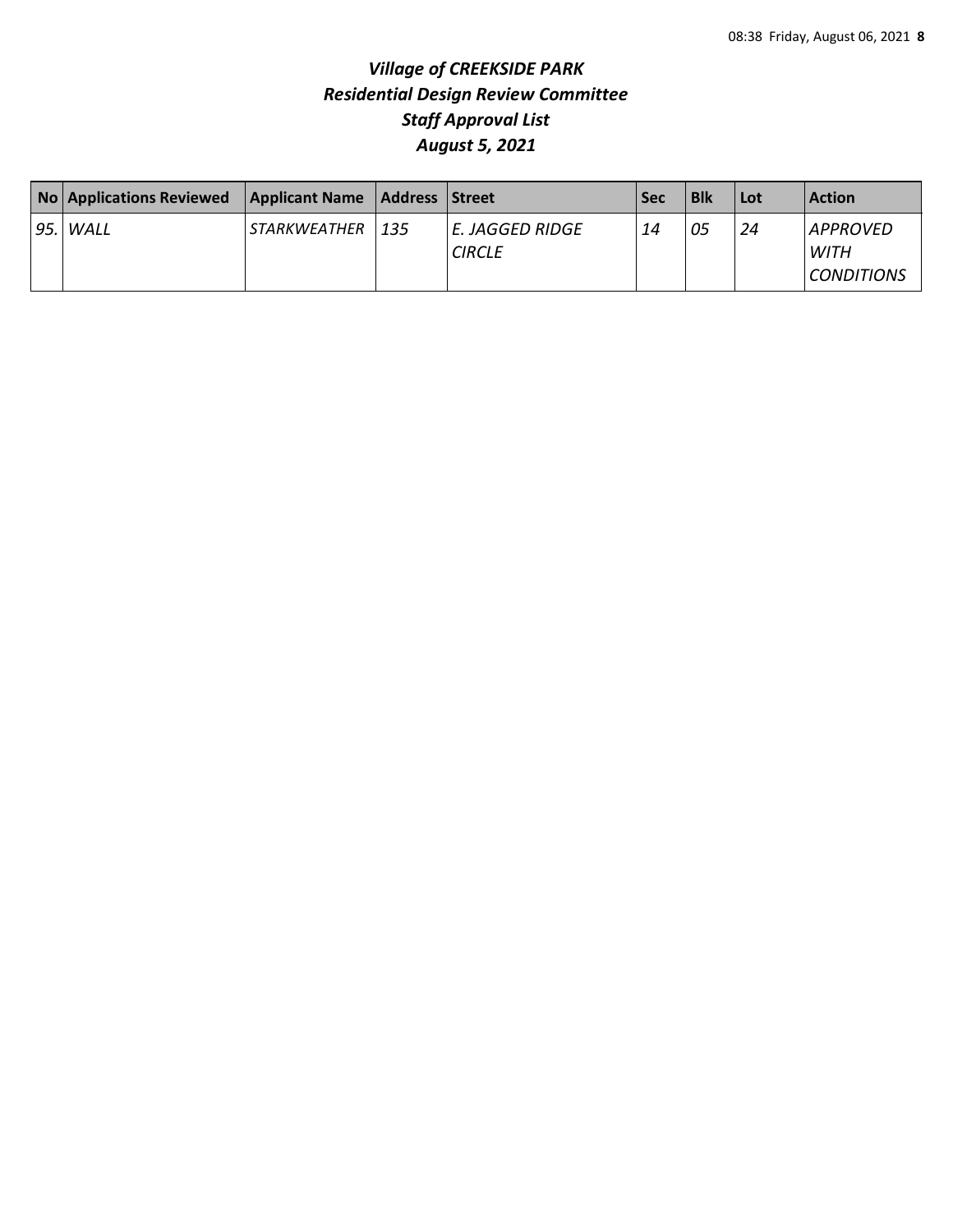# *Village of CREEKSIDE PARK*
## *Residential Design Review Committee*
## *Staff Approval List*
## *August 5, 2021*

| No | Applications Reviewed | Applicant Name | Address | Street | Sec | Blk | Lot | Action |
|---|---|---|---|---|---|---|---|---|
| *95.* | *WALL* | *STARKWEATHER* | *135* | *E. JAGGED RIDGE CIRCLE* | *14* | *05* | *24* | *APPROVED WITH CONDITIONS* |